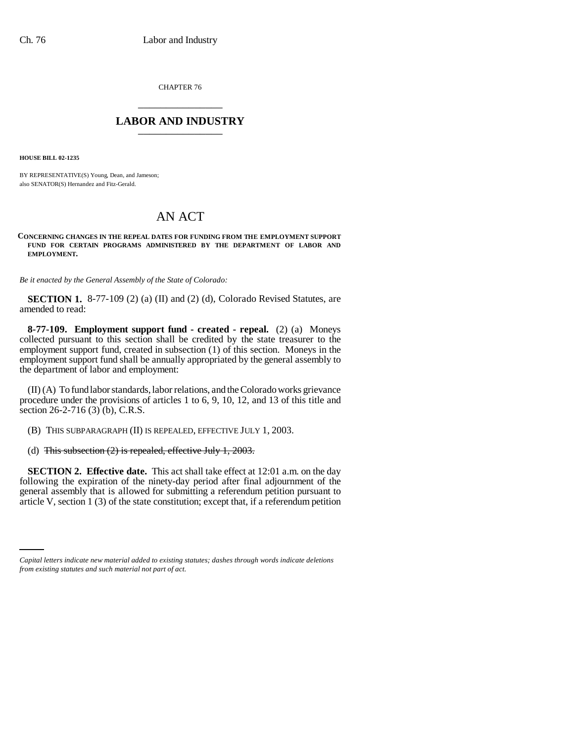CHAPTER 76

# LABOR AND INDUSTRY

**HOUSE BILL 02-1235**

BY REPRESENTATIVE(S) Young, Dean, and Jameson;
also SENATOR(S) Hernandez and Fitz-Gerald.

# AN ACT

**CONCERNING CHANGES IN THE REPEAL DATES FOR FUNDING FROM THE EMPLOYMENT SUPPORT FUND FOR CERTAIN PROGRAMS ADMINISTERED BY THE DEPARTMENT OF LABOR AND EMPLOYMENT.**

*Be it enacted by the General Assembly of the State of Colorado:*

**SECTION 1.** 8-77-109 (2) (a) (II) and (2) (d), Colorado Revised Statutes, are amended to read:

**8-77-109. Employment support fund - created - repeal.** (2) (a) Moneys collected pursuant to this section shall be credited by the state treasurer to the employment support fund, created in subsection (1) of this section. Moneys in the employment support fund shall be annually appropriated by the general assembly to the department of labor and employment:

(II) (A) To fund labor standards, labor relations, and the Colorado works grievance procedure under the provisions of articles 1 to 6, 9, 10, 12, and 13 of this title and section 26-2-716 (3) (b), C.R.S.

(B) THIS SUBPARAGRAPH (II) IS REPEALED, EFFECTIVE JULY 1, 2003.

(d) ~~This subsection (2) is repealed, effective July 1, 2003.~~

**SECTION 2. Effective date.** This act shall take effect at 12:01 a.m. on the day following the expiration of the ninety-day period after final adjournment of the general assembly that is allowed for submitting a referendum petition pursuant to article V, section 1 (3) of the state constitution; except that, if a referendum petition

*Capital letters indicate new material added to existing statutes; dashes through words indicate deletions from existing statutes and such material not part of act.*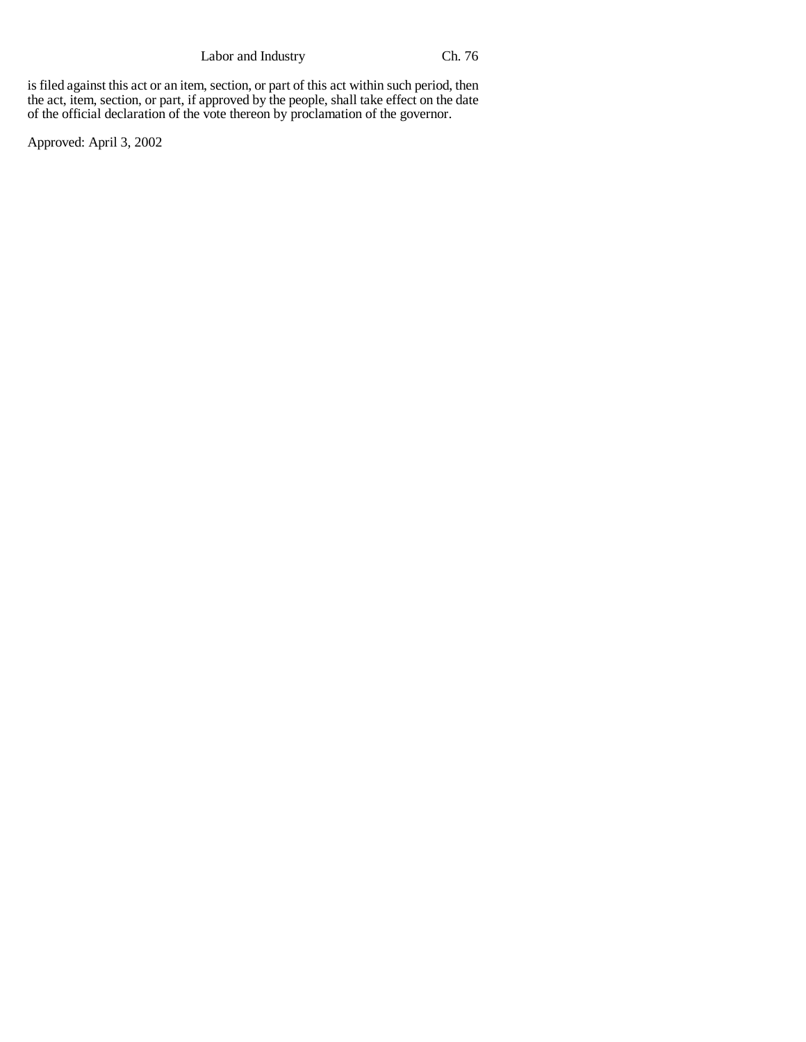is filed against this act or an item, section, or part of this act within such period, then the act, item, section, or part, if approved by the people, shall take effect on the date of the official declaration of the vote thereon by proclamation of the governor.

Approved: April 3, 2002